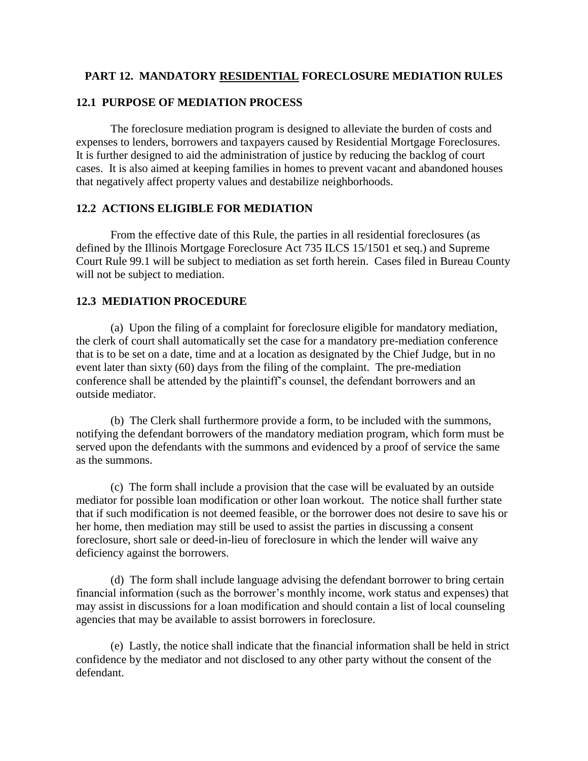# PART 12. MANDATORY RESIDENTIAL FORECLOSURE MEDIATION RULES

## 12.1 PURPOSE OF MEDIATION PROCESS

The foreclosure mediation program is designed to alleviate the burden of costs and expenses to lenders, borrowers and taxpayers caused by Residential Mortgage Foreclosures. It is further designed to aid the administration of justice by reducing the backlog of court cases. It is also aimed at keeping families in homes to prevent vacant and abandoned houses that negatively affect property values and destabilize neighborhoods.

## 12.2 ACTIONS ELIGIBLE FOR MEDIATION

From the effective date of this Rule, the parties in all residential foreclosures (as defined by the Illinois Mortgage Foreclosure Act 735 ILCS 15/1501 et seq.) and Supreme Court Rule 99.1 will be subject to mediation as set forth herein. Cases filed in Bureau County will not be subject to mediation.

## 12.3 MEDIATION PROCEDURE

(a) Upon the filing of a complaint for foreclosure eligible for mandatory mediation, the clerk of court shall automatically set the case for a mandatory pre-mediation conference that is to be set on a date, time and at a location as designated by the Chief Judge, but in no event later than sixty (60) days from the filing of the complaint. The pre-mediation conference shall be attended by the plaintiff's counsel, the defendant borrowers and an outside mediator.

(b) The Clerk shall furthermore provide a form, to be included with the summons, notifying the defendant borrowers of the mandatory mediation program, which form must be served upon the defendants with the summons and evidenced by a proof of service the same as the summons.

(c) The form shall include a provision that the case will be evaluated by an outside mediator for possible loan modification or other loan workout. The notice shall further state that if such modification is not deemed feasible, or the borrower does not desire to save his or her home, then mediation may still be used to assist the parties in discussing a consent foreclosure, short sale or deed-in-lieu of foreclosure in which the lender will waive any deficiency against the borrowers.

(d) The form shall include language advising the defendant borrower to bring certain financial information (such as the borrower's monthly income, work status and expenses) that may assist in discussions for a loan modification and should contain a list of local counseling agencies that may be available to assist borrowers in foreclosure.

(e) Lastly, the notice shall indicate that the financial information shall be held in strict confidence by the mediator and not disclosed to any other party without the consent of the defendant.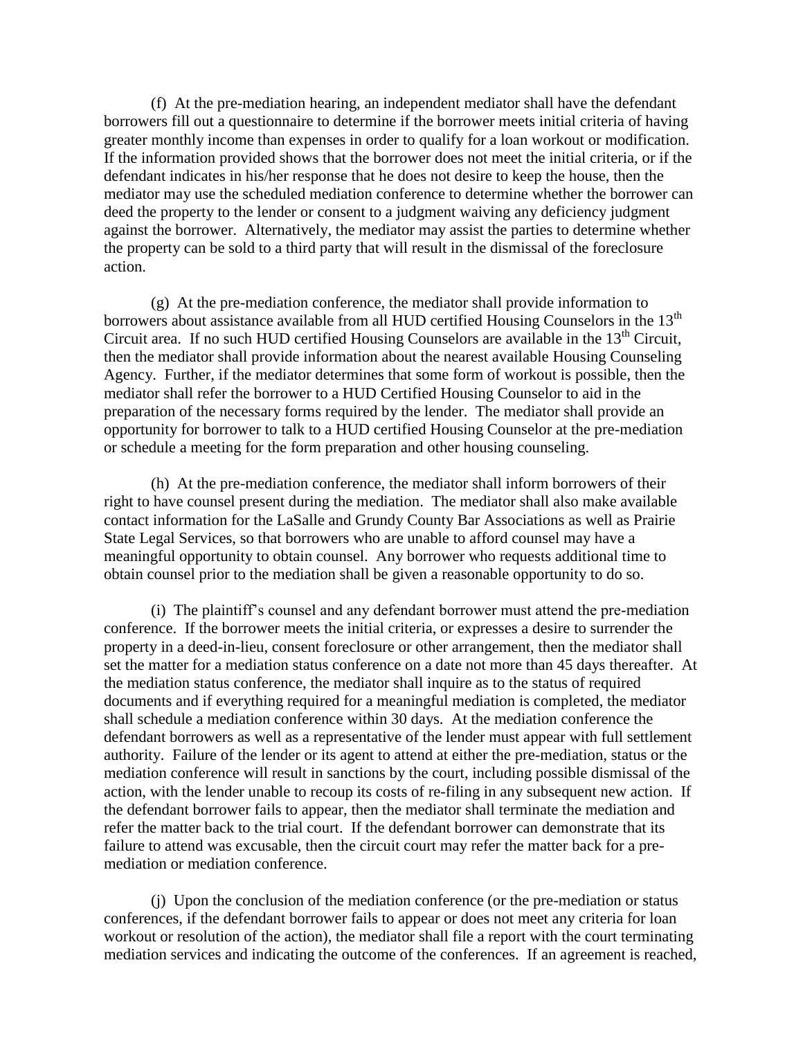(f) At the pre-mediation hearing, an independent mediator shall have the defendant borrowers fill out a questionnaire to determine if the borrower meets initial criteria of having greater monthly income than expenses in order to qualify for a loan workout or modification. If the information provided shows that the borrower does not meet the initial criteria, or if the defendant indicates in his/her response that he does not desire to keep the house, then the mediator may use the scheduled mediation conference to determine whether the borrower can deed the property to the lender or consent to a judgment waiving any deficiency judgment against the borrower. Alternatively, the mediator may assist the parties to determine whether the property can be sold to a third party that will result in the dismissal of the foreclosure action.

(g) At the pre-mediation conference, the mediator shall provide information to borrowers about assistance available from all HUD certified Housing Counselors in the 13th Circuit area. If no such HUD certified Housing Counselors are available in the 13th Circuit, then the mediator shall provide information about the nearest available Housing Counseling Agency. Further, if the mediator determines that some form of workout is possible, then the mediator shall refer the borrower to a HUD Certified Housing Counselor to aid in the preparation of the necessary forms required by the lender. The mediator shall provide an opportunity for borrower to talk to a HUD certified Housing Counselor at the pre-mediation or schedule a meeting for the form preparation and other housing counseling.

(h) At the pre-mediation conference, the mediator shall inform borrowers of their right to have counsel present during the mediation. The mediator shall also make available contact information for the LaSalle and Grundy County Bar Associations as well as Prairie State Legal Services, so that borrowers who are unable to afford counsel may have a meaningful opportunity to obtain counsel. Any borrower who requests additional time to obtain counsel prior to the mediation shall be given a reasonable opportunity to do so.

(i) The plaintiff's counsel and any defendant borrower must attend the pre-mediation conference. If the borrower meets the initial criteria, or expresses a desire to surrender the property in a deed-in-lieu, consent foreclosure or other arrangement, then the mediator shall set the matter for a mediation status conference on a date not more than 45 days thereafter. At the mediation status conference, the mediator shall inquire as to the status of required documents and if everything required for a meaningful mediation is completed, the mediator shall schedule a mediation conference within 30 days. At the mediation conference the defendant borrowers as well as a representative of the lender must appear with full settlement authority. Failure of the lender or its agent to attend at either the pre-mediation, status or the mediation conference will result in sanctions by the court, including possible dismissal of the action, with the lender unable to recoup its costs of re-filing in any subsequent new action. If the defendant borrower fails to appear, then the mediator shall terminate the mediation and refer the matter back to the trial court. If the defendant borrower can demonstrate that its failure to attend was excusable, then the circuit court may refer the matter back for a pre-mediation or mediation conference.

(j) Upon the conclusion of the mediation conference (or the pre-mediation or status conferences, if the defendant borrower fails to appear or does not meet any criteria for loan workout or resolution of the action), the mediator shall file a report with the court terminating mediation services and indicating the outcome of the conferences. If an agreement is reached,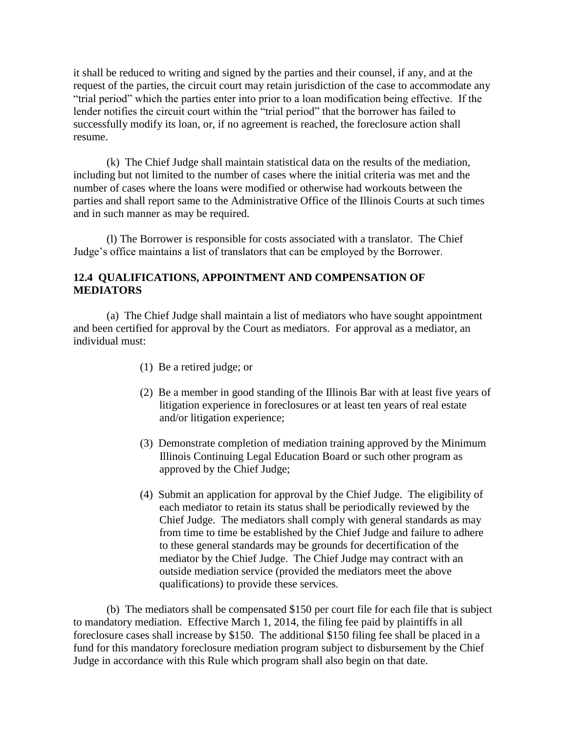it shall be reduced to writing and signed by the parties and their counsel, if any, and at the request of the parties, the circuit court may retain jurisdiction of the case to accommodate any "trial period" which the parties enter into prior to a loan modification being effective. If the lender notifies the circuit court within the "trial period" that the borrower has failed to successfully modify its loan, or, if no agreement is reached, the foreclosure action shall resume.

(k) The Chief Judge shall maintain statistical data on the results of the mediation, including but not limited to the number of cases where the initial criteria was met and the number of cases where the loans were modified or otherwise had workouts between the parties and shall report same to the Administrative Office of the Illinois Courts at such times and in such manner as may be required.

(l) The Borrower is responsible for costs associated with a translator. The Chief Judge's office maintains a list of translators that can be employed by the Borrower.

## 12.4 QUALIFICATIONS, APPOINTMENT AND COMPENSATION OF MEDIATORS

(a) The Chief Judge shall maintain a list of mediators who have sought appointment and been certified for approval by the Court as mediators. For approval as a mediator, an individual must:

(1) Be a retired judge; or

(2) Be a member in good standing of the Illinois Bar with at least five years of litigation experience in foreclosures or at least ten years of real estate and/or litigation experience;

(3) Demonstrate completion of mediation training approved by the Minimum Illinois Continuing Legal Education Board or such other program as approved by the Chief Judge;

(4) Submit an application for approval by the Chief Judge. The eligibility of each mediator to retain its status shall be periodically reviewed by the Chief Judge. The mediators shall comply with general standards as may from time to time be established by the Chief Judge and failure to adhere to these general standards may be grounds for decertification of the mediator by the Chief Judge. The Chief Judge may contract with an outside mediation service (provided the mediators meet the above qualifications) to provide these services.

(b) The mediators shall be compensated $150 per court file for each file that is subject to mandatory mediation. Effective March 1, 2014, the filing fee paid by plaintiffs in all foreclosure cases shall increase by $150. The additional $150 filing fee shall be placed in a fund for this mandatory foreclosure mediation program subject to disbursement by the Chief Judge in accordance with this Rule which program shall also begin on that date.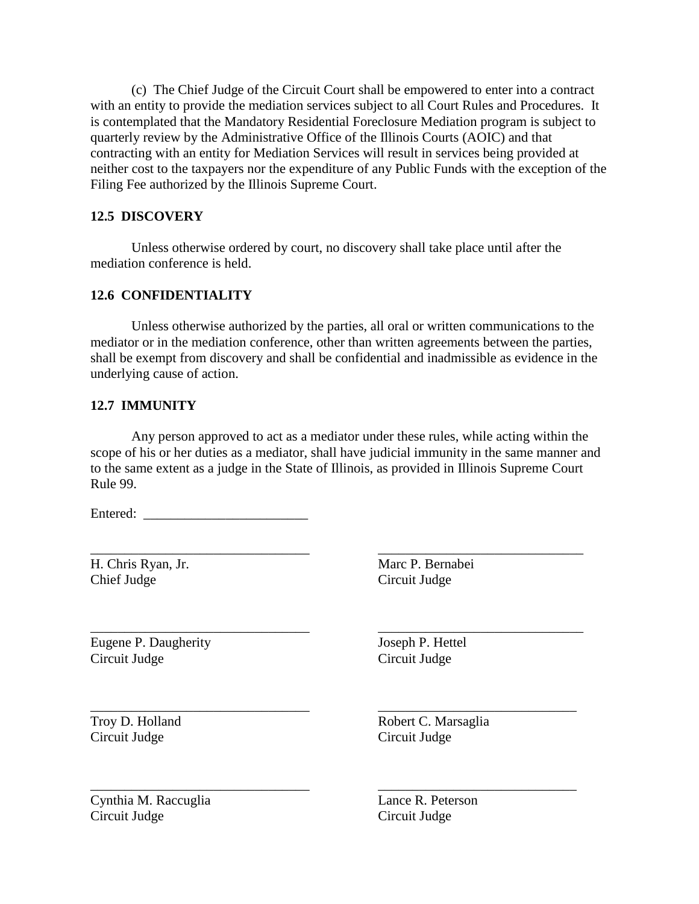(c) The Chief Judge of the Circuit Court shall be empowered to enter into a contract with an entity to provide the mediation services subject to all Court Rules and Procedures. It is contemplated that the Mandatory Residential Foreclosure Mediation program is subject to quarterly review by the Administrative Office of the Illinois Courts (AOIC) and that contracting with an entity for Mediation Services will result in services being provided at neither cost to the taxpayers nor the expenditure of any Public Funds with the exception of the Filing Fee authorized by the Illinois Supreme Court.

**12.5 DISCOVERY**

Unless otherwise ordered by court, no discovery shall take place until after the mediation conference is held.

**12.6 CONFIDENTIALITY**

Unless otherwise authorized by the parties, all oral or written communications to the mediator or in the mediation conference, other than written agreements between the parties, shall be exempt from discovery and shall be confidential and inadmissible as evidence in the underlying cause of action.

**12.7 IMMUNITY**

Any person approved to act as a mediator under these rules, while acting within the scope of his or her duties as a mediator, shall have judicial immunity in the same manner and to the same extent as a judge in the State of Illinois, as provided in Illinois Supreme Court Rule 99.

Entered: ________________________

________________________________
H. Chris Ryan, Jr.
Chief Judge

________________________________
Marc P. Bernabei
Circuit Judge

________________________________
Eugene P. Daugherity
Circuit Judge

________________________________
Joseph P. Hettel
Circuit Judge

________________________________
Troy D. Holland
Circuit Judge

________________________________
Robert C. Marsaglia
Circuit Judge

________________________________
Cynthia M. Raccuglia
Circuit Judge

________________________________
Lance R. Peterson
Circuit Judge